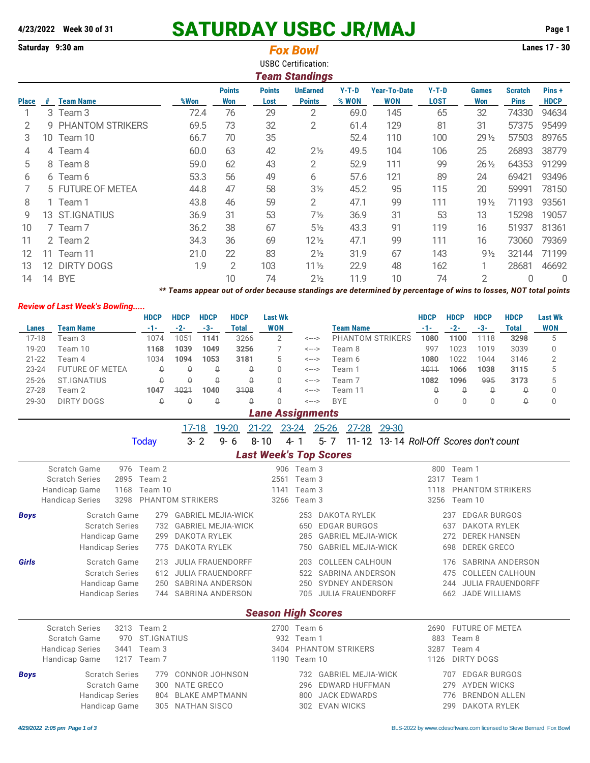**4/23/2022 Week 30 of 31**

# SATURDAY USBC JR/MAJ

**Saturday 9:30 am** | ***Fox Bowl*** | **Lanes 17 - 30**

USBC Certification:

## *Team Standings*

| Place | # | Team Name | %Won | Points Won | Points Lost | UnEarned Points | Y-T-D % WON | Year-To-Date WON | Y-T-D LOST | Games Won | Scratch Pins | Pins + HDCP |
|---|---|---|---|---|---|---|---|---|---|---|---|---|
| 1 | 3 | Team 3 | 72.4 | 76 | 29 | 2 | 69.0 | 145 | 65 | 32 | 74330 | 94634 |
| 2 | 9 | PHANTOM STRIKERS | 69.5 | 73 | 32 | 2 | 61.4 | 129 | 81 | 31 | 57375 | 95499 |
| 3 | 10 | Team 10 | 66.7 | 70 | 35 | | 52.4 | 110 | 100 | 29½ | 57503 | 89765 |
| 4 | 4 | Team 4 | 60.0 | 63 | 42 | 2½ | 49.5 | 104 | 106 | 25 | 26893 | 38779 |
| 5 | 8 | Team 8 | 59.0 | 62 | 43 | 2 | 52.9 | 111 | 99 | 26½ | 64353 | 91299 |
| 6 | 6 | Team 6 | 53.3 | 56 | 49 | 6 | 57.6 | 121 | 89 | 24 | 69421 | 93496 |
| 7 | 5 | FUTURE OF METEA | 44.8 | 47 | 58 | 3½ | 45.2 | 95 | 115 | 20 | 59991 | 78150 |
| 8 | 1 | Team 1 | 43.8 | 46 | 59 | 2 | 47.1 | 99 | 111 | 19½ | 71193 | 93561 |
| 9 | 13 | ST.IGNATIUS | 36.9 | 31 | 53 | 7½ | 36.9 | 31 | 53 | 13 | 15298 | 19057 |
| 10 | 7 | Team 7 | 36.2 | 38 | 67 | 5½ | 43.3 | 91 | 119 | 16 | 51937 | 81361 |
| 11 | 2 | Team 2 | 34.3 | 36 | 69 | 12½ | 47.1 | 99 | 111 | 16 | 73060 | 79369 |
| 12 | 11 | Team 11 | 21.0 | 22 | 83 | 2½ | 31.9 | 67 | 143 | 9½ | 32144 | 71199 |
| 13 | 12 | DIRTY DOGS | 1.9 | 2 | 103 | 11½ | 22.9 | 48 | 162 | 1 | 28681 | 46692 |
| 14 | 14 | BYE | | 10 | 74 | 2½ | 11.9 | 10 | 74 | 2 | 0 | 0 |

***\** Teams appear out of order because standings are determined by percentage of wins to losses, NOT total points***

### *Review of Last Week's Bowling.....*

| Lanes | Team Name | HDCP -1- | HDCP -2- | HDCP -3- | HDCP Total | Last Wk WON | | Team Name | HDCP -1- | HDCP -2- | HDCP -3- | HDCP Total | Last Wk WON |
|---|---|---|---|---|---|---|---|---|---|---|---|---|---|
| 17-18 | Team 3 | 1074 | 1051 | **1141** | 3266 | 2 | <---> | PHANTOM STRIKERS | **1080** | **1100** | 1118 | **3298** | 5 |
| 19-20 | Team 10 | **1168** | **1039** | **1049** | **3256** | 7 | <---> | Team 8 | 997 | 1023 | 1019 | 3039 | 0 |
| 21-22 | Team 4 | 1034 | **1094** | **1053** | **3181** | 5 | <---> | Team 6 | **1080** | 1022 | 1044 | 3146 | 2 |
| 23-24 | FUTURE OF METEA | ~~0~~ | ~~0~~ | ~~0~~ | ~~0~~ | 0 | <---> | Team 1 | ~~1011~~ | **1066** | **1038** | **3115** | 5 |
| 25-26 | ST.IGNATIUS | ~~0~~ | ~~0~~ | ~~0~~ | ~~0~~ | 0 | <---> | Team 7 | **1082** | **1096** | ~~995~~ | **3173** | 5 |
| 27-28 | Team 2 | **1047** | ~~1021~~ | **1040** | ~~3108~~ | 4 | <---> | Team 11 | ~~0~~ | ~~0~~ | ~~0~~ | ~~0~~ | 0 |
| 29-30 | DIRTY DOGS | ~~0~~ | ~~0~~ | ~~0~~ | ~~0~~ | 0 | <---> | BYE | 0 | 0 | 0 | ~~0~~ | 0 |

## *Lane Assignments*

| | 17-18 | 19-20 | 21-22 | 23-24 | 25-26 | 27-28 | 29-30 | |
|---|---|---|---|---|---|---|---|---|
| Today | 3- 2 | 9- 6 | 8- 10 | 4- 1 | 5- 7 | 11- 12 | 13- 14 | *Roll-Off Scores don't count* |

## *Last Week's Top Scores*

| | | | | | | |
|---|---|---|---|---|---|---|
| Scratch Game | 976 | Team 2 | 906 | Team 3 | 800 | Team 1 |
| Scratch Series | 2895 | Team 2 | 2561 | Team 3 | 2317 | Team 1 |
| Handicap Game | 1168 | Team 10 | 1141 | Team 3 | 1118 | PHANTOM STRIKERS |
| Handicap Series | 3298 | PHANTOM STRIKERS | 3266 | Team 3 | 3256 | Team 10 |

***Boys***

| | | | | | | |
|---|---|---|---|---|---|---|
| Scratch Game | 279 | GABRIEL MEJIA-WICK | 253 | DAKOTA RYLEK | 237 | EDGAR BURGOS |
| Scratch Series | 732 | GABRIEL MEJIA-WICK | 650 | EDGAR BURGOS | 637 | DAKOTA RYLEK |
| Handicap Game | 299 | DAKOTA RYLEK | 285 | GABRIEL MEJIA-WICK | 272 | DEREK HANSEN |
| Handicap Series | 775 | DAKOTA RYLEK | 750 | GABRIEL MEJIA-WICK | 698 | DEREK GRECO |

***Girls***

| | | | | | | |
|---|---|---|---|---|---|---|
| Scratch Game | 213 | JULIA FRAUENDORFF | 203 | COLLEEN CALHOUN | 176 | SABRINA ANDERSON |
| Scratch Series | 612 | JULIA FRAUENDORFF | 522 | SABRINA ANDERSON | 475 | COLLEEN CALHOUN |
| Handicap Game | 250 | SABRINA ANDERSON | 250 | SYDNEY ANDERSON | 244 | JULIA FRAUENDORFF |
| Handicap Series | 744 | SABRINA ANDERSON | 705 | JULIA FRAUENDORFF | 662 | JADE WILLIAMS |

## *Season High Scores*

| | | | | | | |
|---|---|---|---|---|---|---|
| Scratch Series | 3213 | Team 2 | 2700 | Team 6 | 2690 | FUTURE OF METEA |
| Scratch Game | 970 | ST.IGNATIUS | 932 | Team 1 | 883 | Team 8 |
| Handicap Series | 3441 | Team 3 | 3404 | PHANTOM STRIKERS | 3287 | Team 4 |
| Handicap Game | 1217 | Team 7 | 1190 | Team 10 | 1126 | DIRTY DOGS |

***Boys***

| | | | | | | |
|---|---|---|---|---|---|---|
| Scratch Series | 779 | CONNOR JOHNSON | 732 | GABRIEL MEJIA-WICK | 707 | EDGAR BURGOS |
| Scratch Game | 300 | NATE GRECO | 296 | EDWARD HUFFMAN | 279 | AYDEN WICKS |
| Handicap Series | 804 | BLAKE AMPTMANN | 800 | JACK EDWARDS | 776 | BRENDON ALLEN |
| Handicap Game | 305 | NATHAN SISCO | 302 | EVAN WICKS | 299 | DAKOTA RYLEK |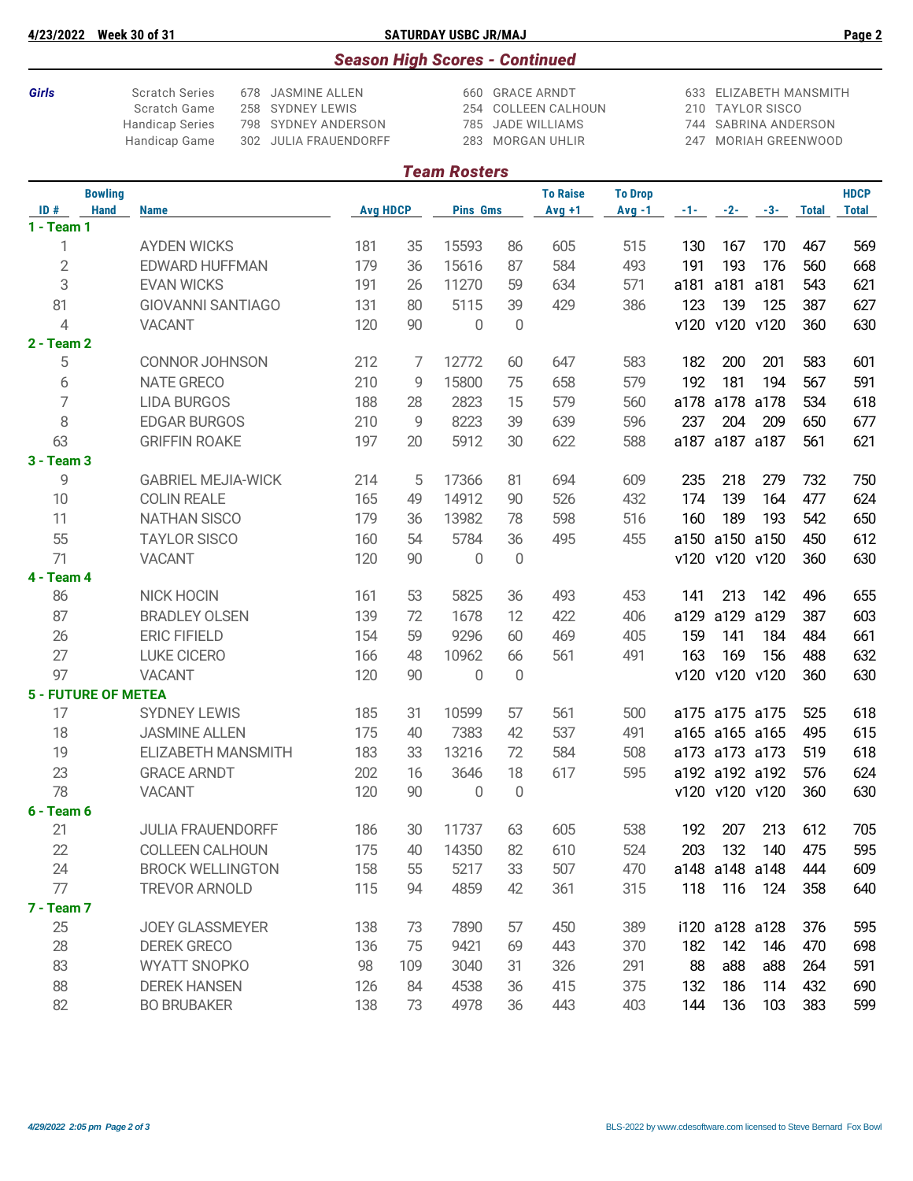## Season High Scores - Continued

| Girls | | | | |
|---|---|---|---|---|
| | Scratch Series | 678 JASMINE ALLEN | 660 GRACE ARNDT | 633 ELIZABETH MANSMITH |
| | Scratch Game | 258 SYDNEY LEWIS | 254 COLLEEN CALHOUN | 210 TAYLOR SISCO |
| | Handicap Series | 798 SYDNEY ANDERSON | 785 JADE WILLIAMS | 744 SABRINA ANDERSON |
| | Handicap Game | 302 JULIA FRAUENDORFF | 283 MORGAN UHLIR | 247 MORIAH GREENWOOD |

## Team Rosters

| ID # | Bowling Hand | Name | Avg | HDCP | Pins | Gms | To Raise Avg +1 | To Drop Avg -1 | -1- | -2- | -3- | Total | HDCP Total |
|---|---|---|---|---|---|---|---|---|---|---|---|---|---|
| **1 - Team 1** | | | | | | | | | | | | | |
| 1 | | AYDEN WICKS | 181 | 35 | 15593 | 86 | 605 | 515 | 130 | 167 | 170 | 467 | 569 |
| 2 | | EDWARD HUFFMAN | 179 | 36 | 15616 | 87 | 584 | 493 | 191 | 193 | 176 | 560 | 668 |
| 3 | | EVAN WICKS | 191 | 26 | 11270 | 59 | 634 | 571 | a181 | a181 | a181 | 543 | 621 |
| 81 | | GIOVANNI SANTIAGO | 131 | 80 | 5115 | 39 | 429 | 386 | 123 | 139 | 125 | 387 | 627 |
| 4 | | VACANT | 120 | 90 | 0 | 0 | | | v120 | v120 | v120 | 360 | 630 |
| **2 - Team 2** | | | | | | | | | | | | | |
| 5 | | CONNOR JOHNSON | 212 | 7 | 12772 | 60 | 647 | 583 | 182 | 200 | 201 | 583 | 601 |
| 6 | | NATE GRECO | 210 | 9 | 15800 | 75 | 658 | 579 | 192 | 181 | 194 | 567 | 591 |
| 7 | | LIDA BURGOS | 188 | 28 | 2823 | 15 | 579 | 560 | a178 | a178 | a178 | 534 | 618 |
| 8 | | EDGAR BURGOS | 210 | 9 | 8223 | 39 | 639 | 596 | 237 | 204 | 209 | 650 | 677 |
| 63 | | GRIFFIN ROAKE | 197 | 20 | 5912 | 30 | 622 | 588 | a187 | a187 | a187 | 561 | 621 |
| **3 - Team 3** | | | | | | | | | | | | | |
| 9 | | GABRIEL MEJIA-WICK | 214 | 5 | 17366 | 81 | 694 | 609 | 235 | 218 | 279 | 732 | 750 |
| 10 | | COLIN REALE | 165 | 49 | 14912 | 90 | 526 | 432 | 174 | 139 | 164 | 477 | 624 |
| 11 | | NATHAN SISCO | 179 | 36 | 13982 | 78 | 598 | 516 | 160 | 189 | 193 | 542 | 650 |
| 55 | | TAYLOR SISCO | 160 | 54 | 5784 | 36 | 495 | 455 | a150 | a150 | a150 | 450 | 612 |
| 71 | | VACANT | 120 | 90 | 0 | 0 | | | v120 | v120 | v120 | 360 | 630 |
| **4 - Team 4** | | | | | | | | | | | | | |
| 86 | | NICK HOCIN | 161 | 53 | 5825 | 36 | 493 | 453 | 141 | 213 | 142 | 496 | 655 |
| 87 | | BRADLEY OLSEN | 139 | 72 | 1678 | 12 | 422 | 406 | a129 | a129 | a129 | 387 | 603 |
| 26 | | ERIC FIFIELD | 154 | 59 | 9296 | 60 | 469 | 405 | 159 | 141 | 184 | 484 | 661 |
| 27 | | LUKE CICERO | 166 | 48 | 10962 | 66 | 561 | 491 | 163 | 169 | 156 | 488 | 632 |
| 97 | | VACANT | 120 | 90 | 0 | 0 | | | v120 | v120 | v120 | 360 | 630 |
| **5 - FUTURE OF METEA** | | | | | | | | | | | | | |
| 17 | | SYDNEY LEWIS | 185 | 31 | 10599 | 57 | 561 | 500 | a175 | a175 | a175 | 525 | 618 |
| 18 | | JASMINE ALLEN | 175 | 40 | 7383 | 42 | 537 | 491 | a165 | a165 | a165 | 495 | 615 |
| 19 | | ELIZABETH MANSMITH | 183 | 33 | 13216 | 72 | 584 | 508 | a173 | a173 | a173 | 519 | 618 |
| 23 | | GRACE ARNDT | 202 | 16 | 3646 | 18 | 617 | 595 | a192 | a192 | a192 | 576 | 624 |
| 78 | | VACANT | 120 | 90 | 0 | 0 | | | v120 | v120 | v120 | 360 | 630 |
| **6 - Team 6** | | | | | | | | | | | | | |
| 21 | | JULIA FRAUENDORFF | 186 | 30 | 11737 | 63 | 605 | 538 | 192 | 207 | 213 | 612 | 705 |
| 22 | | COLLEEN CALHOUN | 175 | 40 | 14350 | 82 | 610 | 524 | 203 | 132 | 140 | 475 | 595 |
| 24 | | BROCK WELLINGTON | 158 | 55 | 5217 | 33 | 507 | 470 | a148 | a148 | a148 | 444 | 609 |
| 77 | | TREVOR ARNOLD | 115 | 94 | 4859 | 42 | 361 | 315 | 118 | 116 | 124 | 358 | 640 |
| **7 - Team 7** | | | | | | | | | | | | | |
| 25 | | JOEY GLASSMEYER | 138 | 73 | 7890 | 57 | 450 | 389 | i120 | a128 | a128 | 376 | 595 |
| 28 | | DEREK GRECO | 136 | 75 | 9421 | 69 | 443 | 370 | 182 | 142 | 146 | 470 | 698 |
| 83 | | WYATT SNOPKO | 98 | 109 | 3040 | 31 | 326 | 291 | 88 | a88 | a88 | 264 | 591 |
| 88 | | DEREK HANSEN | 126 | 84 | 4538 | 36 | 415 | 375 | 132 | 186 | 114 | 432 | 690 |
| 82 | | BO BRUBAKER | 138 | 73 | 4978 | 36 | 443 | 403 | 144 | 136 | 103 | 383 | 599 |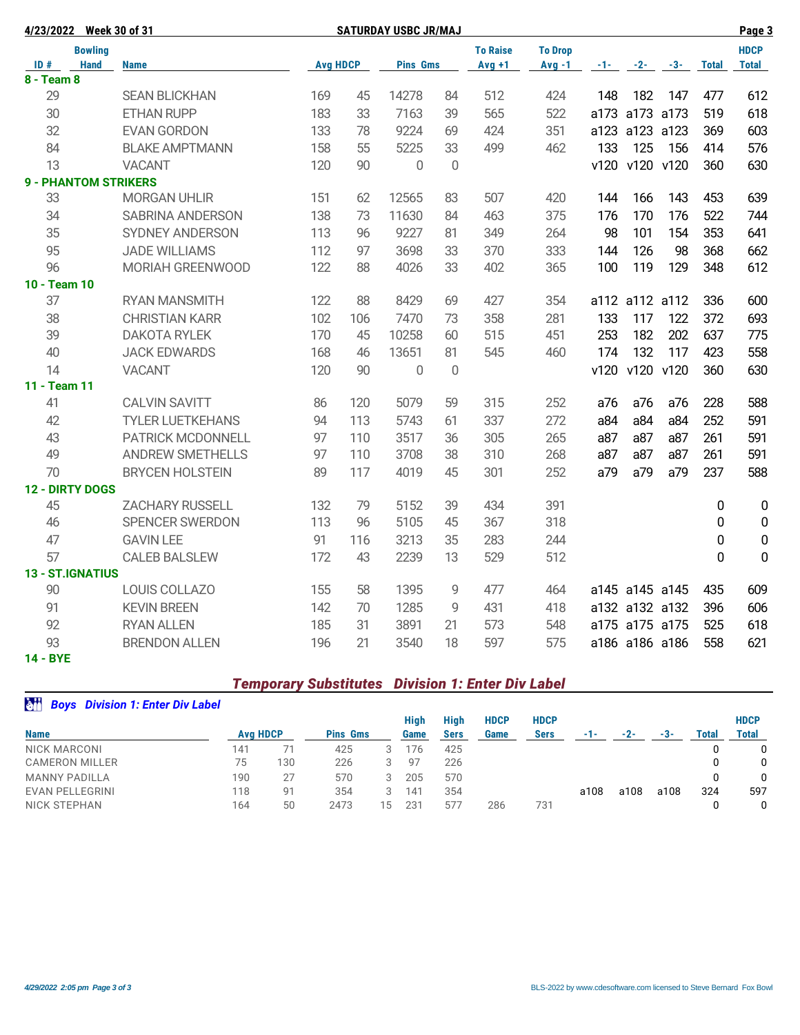| ID # | Bowling Hand | Name | Avg | HDCP | Pins | Gms | To Raise Avg +1 | To Drop Avg -1 | -1- | -2- | -3- | Total | HDCP Total |
|---|---|---|---|---|---|---|---|---|---|---|---|---|---|
| **8 - Team 8** | | | | | | | | | | | | | |
| 29 | | SEAN BLICKHAN | 169 | 45 | 14278 | 84 | 512 | 424 | 148 | 182 | 147 | 477 | 612 |
| 30 | | ETHAN RUPP | 183 | 33 | 7163 | 39 | 565 | 522 | a173 | a173 | a173 | 519 | 618 |
| 32 | | EVAN GORDON | 133 | 78 | 9224 | 69 | 424 | 351 | a123 | a123 | a123 | 369 | 603 |
| 84 | | BLAKE AMPTMANN | 158 | 55 | 5225 | 33 | 499 | 462 | 133 | 125 | 156 | 414 | 576 |
| 13 | | VACANT | 120 | 90 | 0 | 0 | | | v120 | v120 | v120 | 360 | 630 |
| **9 - PHANTOM STRIKERS** | | | | | | | | | | | | | |
| 33 | | MORGAN UHLIR | 151 | 62 | 12565 | 83 | 507 | 420 | 144 | 166 | 143 | 453 | 639 |
| 34 | | SABRINA ANDERSON | 138 | 73 | 11630 | 84 | 463 | 375 | 176 | 170 | 176 | 522 | 744 |
| 35 | | SYDNEY ANDERSON | 113 | 96 | 9227 | 81 | 349 | 264 | 98 | 101 | 154 | 353 | 641 |
| 95 | | JADE WILLIAMS | 112 | 97 | 3698 | 33 | 370 | 333 | 144 | 126 | 98 | 368 | 662 |
| 96 | | MORIAH GREENWOOD | 122 | 88 | 4026 | 33 | 402 | 365 | 100 | 119 | 129 | 348 | 612 |
| **10 - Team 10** | | | | | | | | | | | | | |
| 37 | | RYAN MANSMITH | 122 | 88 | 8429 | 69 | 427 | 354 | a112 | a112 | a112 | 336 | 600 |
| 38 | | CHRISTIAN KARR | 102 | 106 | 7470 | 73 | 358 | 281 | 133 | 117 | 122 | 372 | 693 |
| 39 | | DAKOTA RYLEK | 170 | 45 | 10258 | 60 | 515 | 451 | 253 | 182 | 202 | 637 | 775 |
| 40 | | JACK EDWARDS | 168 | 46 | 13651 | 81 | 545 | 460 | 174 | 132 | 117 | 423 | 558 |
| 14 | | VACANT | 120 | 90 | 0 | 0 | | | v120 | v120 | v120 | 360 | 630 |
| **11 - Team 11** | | | | | | | | | | | | | |
| 41 | | CALVIN SAVITT | 86 | 120 | 5079 | 59 | 315 | 252 | a76 | a76 | a76 | 228 | 588 |
| 42 | | TYLER LUETKEHANS | 94 | 113 | 5743 | 61 | 337 | 272 | a84 | a84 | a84 | 252 | 591 |
| 43 | | PATRICK MCDONNELL | 97 | 110 | 3517 | 36 | 305 | 265 | a87 | a87 | a87 | 261 | 591 |
| 49 | | ANDREW SMETHELLS | 97 | 110 | 3708 | 38 | 310 | 268 | a87 | a87 | a87 | 261 | 591 |
| 70 | | BRYCEN HOLSTEIN | 89 | 117 | 4019 | 45 | 301 | 252 | a79 | a79 | a79 | 237 | 588 |
| **12 - DIRTY DOGS** | | | | | | | | | | | | | |
| 45 | | ZACHARY RUSSELL | 132 | 79 | 5152 | 39 | 434 | 391 | | | | 0 | 0 |
| 46 | | SPENCER SWERDON | 113 | 96 | 5105 | 45 | 367 | 318 | | | | 0 | 0 |
| 47 | | GAVIN LEE | 91 | 116 | 3213 | 35 | 283 | 244 | | | | 0 | 0 |
| 57 | | CALEB BALSLEW | 172 | 43 | 2239 | 13 | 529 | 512 | | | | 0 | 0 |
| **13 - ST.IGNATIUS** | | | | | | | | | | | | | |
| 90 | | LOUIS COLLAZO | 155 | 58 | 1395 | 9 | 477 | 464 | a145 | a145 | a145 | 435 | 609 |
| 91 | | KEVIN BREEN | 142 | 70 | 1285 | 9 | 431 | 418 | a132 | a132 | a132 | 396 | 606 |
| 92 | | RYAN ALLEN | 185 | 31 | 3891 | 21 | 573 | 548 | a175 | a175 | a175 | 525 | 618 |
| 93 | | BRENDON ALLEN | 196 | 21 | 3540 | 18 | 597 | 575 | a186 | a186 | a186 | 558 | 621 |
| **14 - BYE** | | | | | | | | | | | | | |

## *Temporary Substitutes Division 1: Enter Div Label*

### *Boys Division 1: Enter Div Label*

| Name | Avg | HDCP | Pins | Gms | High Game | High Sers | HDCP Game | HDCP Sers | -1- | -2- | -3- | Total | HDCP Total |
|---|---|---|---|---|---|---|---|---|---|---|---|---|---|
| NICK MARCONI | 141 | 71 | 425 | 3 | 176 | 425 | | | | | | 0 | 0 |
| CAMERON MILLER | 75 | 130 | 226 | 3 | 97 | 226 | | | | | | 0 | 0 |
| MANNY PADILLA | 190 | 27 | 570 | 3 | 205 | 570 | | | | | | 0 | 0 |
| EVAN PELLEGRINI | 118 | 91 | 354 | 3 | 141 | 354 | | | a108 | a108 | a108 | 324 | 597 |
| NICK STEPHAN | 164 | 50 | 2473 | 15 | 231 | 577 | 286 | 731 | | | | 0 | 0 |